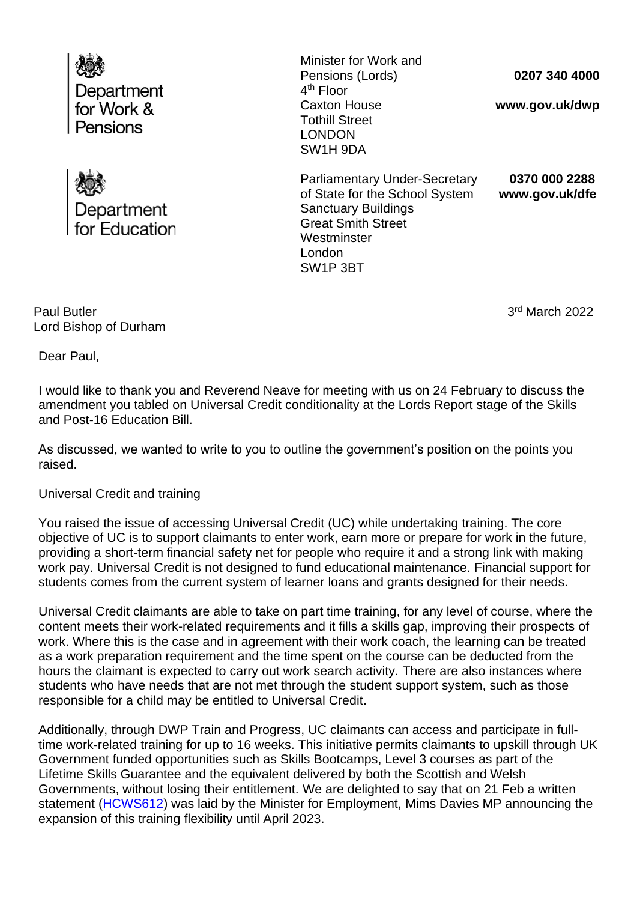Department for Work & Pensions

Minister for Work and Pensions (Lords)
4th Floor
Caxton House
Tothill Street
LONDON
SW1H 9DA

**0207 340 4000**

**www.gov.uk/dwp**

Department for Education

Parliamentary Under-Secretary of State for the School System
Sanctuary Buildings
Great Smith Street
Westminster
London
SW1P 3BT

**0370 000 2288**
**www.gov.uk/dfe**

Paul Butler
Lord Bishop of Durham

3rd March 2022

Dear Paul,

I would like to thank you and Reverend Neave for meeting with us on 24 February to discuss the amendment you tabled on Universal Credit conditionality at the Lords Report stage of the Skills and Post-16 Education Bill.

As discussed, we wanted to write to you to outline the government's position on the points you raised.

Universal Credit and training

You raised the issue of accessing Universal Credit (UC) while undertaking training. The core objective of UC is to support claimants to enter work, earn more or prepare for work in the future, providing a short-term financial safety net for people who require it and a strong link with making work pay. Universal Credit is not designed to fund educational maintenance. Financial support for students comes from the current system of learner loans and grants designed for their needs.

Universal Credit claimants are able to take on part time training, for any level of course, where the content meets their work-related requirements and it fills a skills gap, improving their prospects of work. Where this is the case and in agreement with their work coach, the learning can be treated as a work preparation requirement and the time spent on the course can be deducted from the hours the claimant is expected to carry out work search activity. There are also instances where students who have needs that are not met through the student support system, such as those responsible for a child may be entitled to Universal Credit.

Additionally, through DWP Train and Progress, UC claimants can access and participate in full-time work-related training for up to 16 weeks. This initiative permits claimants to upskill through UK Government funded opportunities such as Skills Bootcamps, Level 3 courses as part of the Lifetime Skills Guarantee and the equivalent delivered by both the Scottish and Welsh Governments, without losing their entitlement. We are delighted to say that on 21 Feb a written statement (HCWS612) was laid by the Minister for Employment, Mims Davies MP announcing the expansion of this training flexibility until April 2023.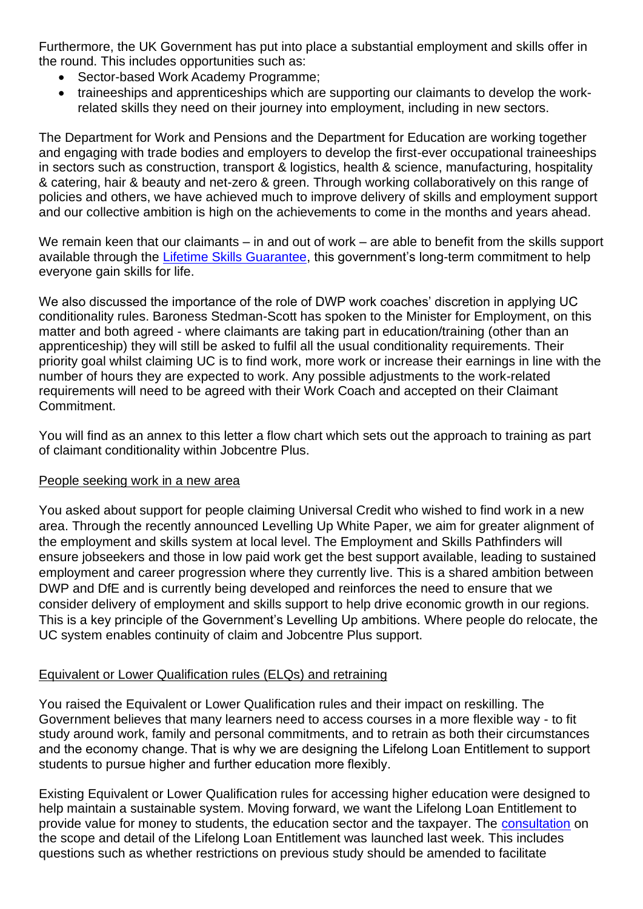Furthermore, the UK Government has put into place a substantial employment and skills offer in the round. This includes opportunities such as:

- Sector-based Work Academy Programme;
- traineeships and apprenticeships which are supporting our claimants to develop the work-related skills they need on their journey into employment, including in new sectors.

The Department for Work and Pensions and the Department for Education are working together and engaging with trade bodies and employers to develop the first-ever occupational traineeships in sectors such as construction, transport & logistics, health & science, manufacturing, hospitality & catering, hair & beauty and net-zero & green. Through working collaboratively on this range of policies and others, we have achieved much to improve delivery of skills and employment support and our collective ambition is high on the achievements to come in the months and years ahead.

We remain keen that our claimants – in and out of work – are able to benefit from the skills support available through the Lifetime Skills Guarantee, this government's long-term commitment to help everyone gain skills for life.

We also discussed the importance of the role of DWP work coaches' discretion in applying UC conditionality rules. Baroness Stedman-Scott has spoken to the Minister for Employment, on this matter and both agreed - where claimants are taking part in education/training (other than an apprenticeship) they will still be asked to fulfil all the usual conditionality requirements. Their priority goal whilst claiming UC is to find work, more work or increase their earnings in line with the number of hours they are expected to work. Any possible adjustments to the work-related requirements will need to be agreed with their Work Coach and accepted on their Claimant Commitment.

You will find as an annex to this letter a flow chart which sets out the approach to training as part of claimant conditionality within Jobcentre Plus.

## People seeking work in a new area

You asked about support for people claiming Universal Credit who wished to find work in a new area. Through the recently announced Levelling Up White Paper, we aim for greater alignment of the employment and skills system at local level. The Employment and Skills Pathfinders will ensure jobseekers and those in low paid work get the best support available, leading to sustained employment and career progression where they currently live. This is a shared ambition between DWP and DfE and is currently being developed and reinforces the need to ensure that we consider delivery of employment and skills support to help drive economic growth in our regions. This is a key principle of the Government's Levelling Up ambitions. Where people do relocate, the UC system enables continuity of claim and Jobcentre Plus support.

## Equivalent or Lower Qualification rules (ELQs) and retraining

You raised the Equivalent or Lower Qualification rules and their impact on reskilling. The Government believes that many learners need to access courses in a more flexible way - to fit study around work, family and personal commitments, and to retrain as both their circumstances and the economy change. That is why we are designing the Lifelong Loan Entitlement to support students to pursue higher and further education more flexibly.

Existing Equivalent or Lower Qualification rules for accessing higher education were designed to help maintain a sustainable system. Moving forward, we want the Lifelong Loan Entitlement to provide value for money to students, the education sector and the taxpayer. The consultation on the scope and detail of the Lifelong Loan Entitlement was launched last week. This includes questions such as whether restrictions on previous study should be amended to facilitate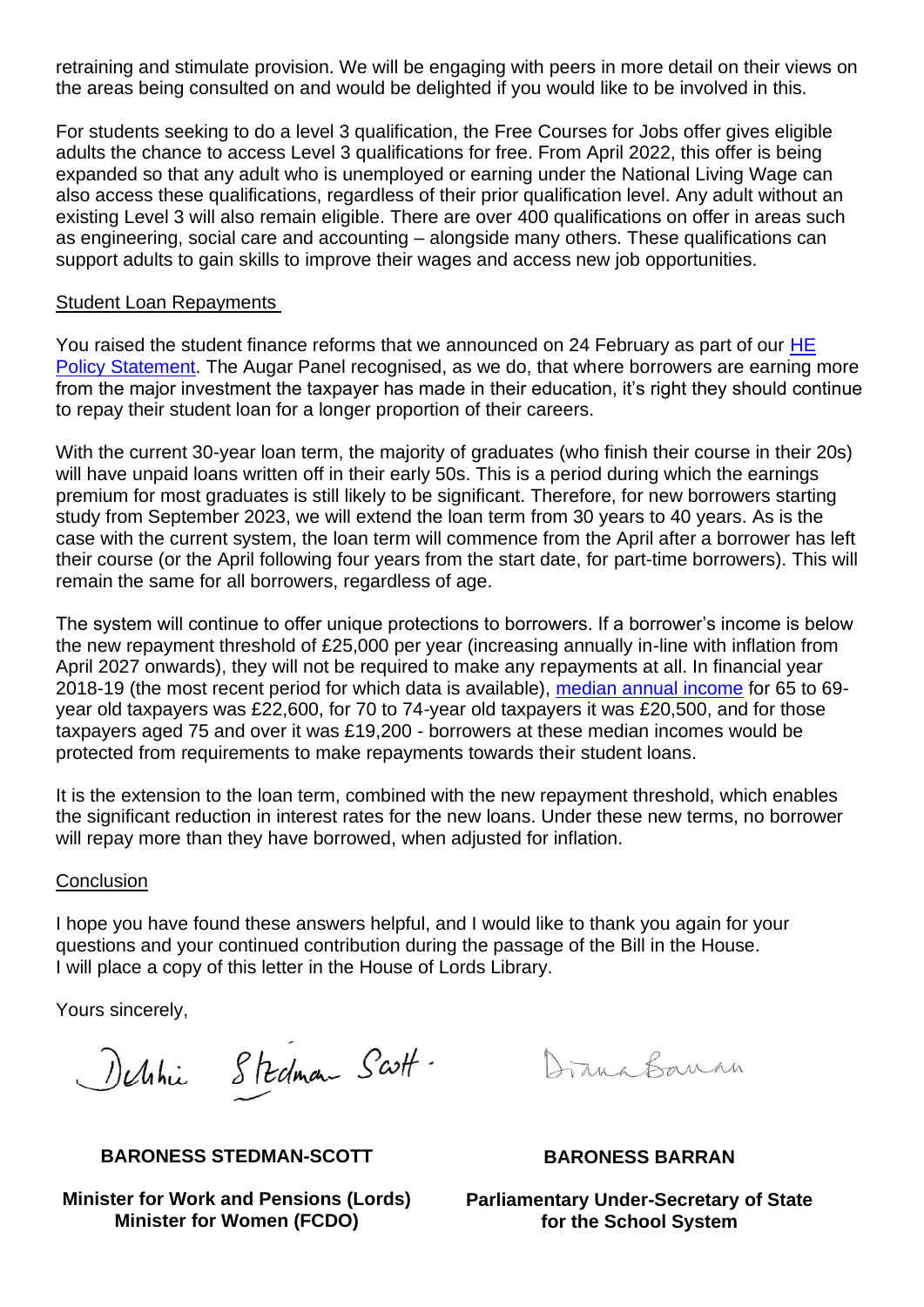retraining and stimulate provision. We will be engaging with peers in more detail on their views on the areas being consulted on and would be delighted if you would like to be involved in this.

For students seeking to do a level 3 qualification, the Free Courses for Jobs offer gives eligible adults the chance to access Level 3 qualifications for free. From April 2022, this offer is being expanded so that any adult who is unemployed or earning under the National Living Wage can also access these qualifications, regardless of their prior qualification level. Any adult without an existing Level 3 will also remain eligible. There are over 400 qualifications on offer in areas such as engineering, social care and accounting – alongside many others. These qualifications can support adults to gain skills to improve their wages and access new job opportunities.

Student Loan Repayments

You raised the student finance reforms that we announced on 24 February as part of our HE Policy Statement. The Augar Panel recognised, as we do, that where borrowers are earning more from the major investment the taxpayer has made in their education, it's right they should continue to repay their student loan for a longer proportion of their careers.

With the current 30-year loan term, the majority of graduates (who finish their course in their 20s) will have unpaid loans written off in their early 50s. This is a period during which the earnings premium for most graduates is still likely to be significant. Therefore, for new borrowers starting study from September 2023, we will extend the loan term from 30 years to 40 years. As is the case with the current system, the loan term will commence from the April after a borrower has left their course (or the April following four years from the start date, for part-time borrowers). This will remain the same for all borrowers, regardless of age.

The system will continue to offer unique protections to borrowers. If a borrower's income is below the new repayment threshold of £25,000 per year (increasing annually in-line with inflation from April 2027 onwards), they will not be required to make any repayments at all. In financial year 2018-19 (the most recent period for which data is available), median annual income for 65 to 69-year old taxpayers was £22,600, for 70 to 74-year old taxpayers it was £20,500, and for those taxpayers aged 75 and over it was £19,200 - borrowers at these median incomes would be protected from requirements to make repayments towards their student loans.

It is the extension to the loan term, combined with the new repayment threshold, which enables the significant reduction in interest rates for the new loans. Under these new terms, no borrower will repay more than they have borrowed, when adjusted for inflation.

Conclusion

I hope you have found these answers helpful, and I would like to thank you again for your questions and your continued contribution during the passage of the Bill in the House. I will place a copy of this letter in the House of Lords Library.

Yours sincerely,

Debbie Stedman Scott

Diana Barran

**BARONESS STEDMAN-SCOTT**

**Minister for Work and Pensions (Lords)**
**Minister for Women (FCDO)**

**BARONESS BARRAN**

**Parliamentary Under-Secretary of State for the School System**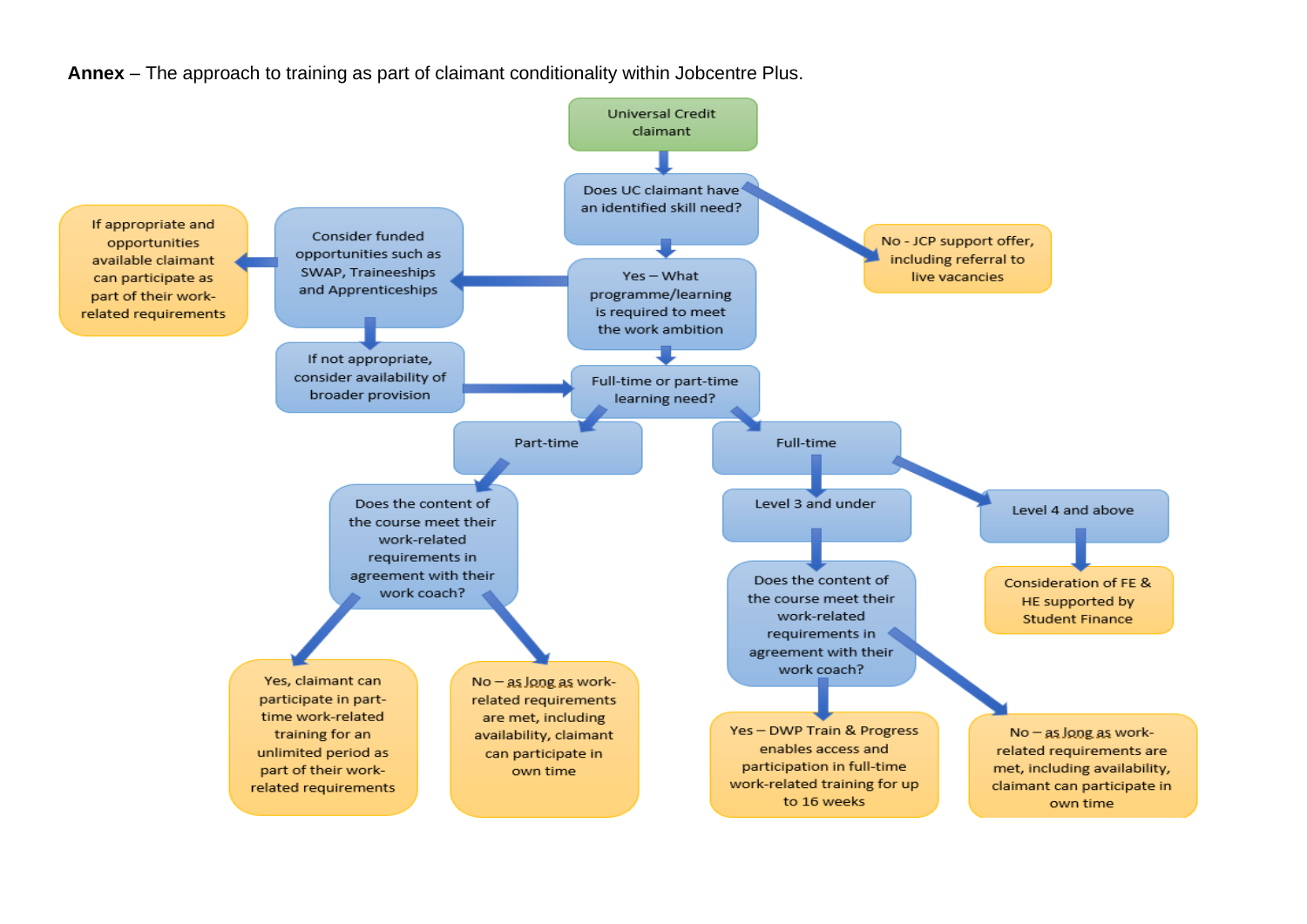**Annex** – The approach to training as part of claimant conditionality within Jobcentre Plus.

Universal Credit claimant

Does UC claimant have an identified skill need?

No - JCP support offer, including referral to live vacancies

Yes – What programme/learning is required to meet the work ambition

Consider funded opportunities such as SWAP, Traineeships and Apprenticeships

If appropriate and opportunities available claimant can participate as part of their work-related requirements

If not appropriate, consider availability of broader provision

Full-time or part-time learning need?

Part-time

Does the content of the course meet their work-related requirements in agreement with their work coach?

Yes, claimant can participate in part-time work-related training for an unlimited period as part of their work-related requirements

No – as long as work-related requirements are met, including availability, claimant can participate in own time

Full-time

Level 3 and under

Does the content of the course meet their work-related requirements in agreement with their work coach?

Yes – DWP Train & Progress enables access and participation in full-time work-related training for up to 16 weeks

No – as long as work-related requirements are met, including availability, claimant can participate in own time

Level 4 and above

Consideration of FE & HE supported by Student Finance